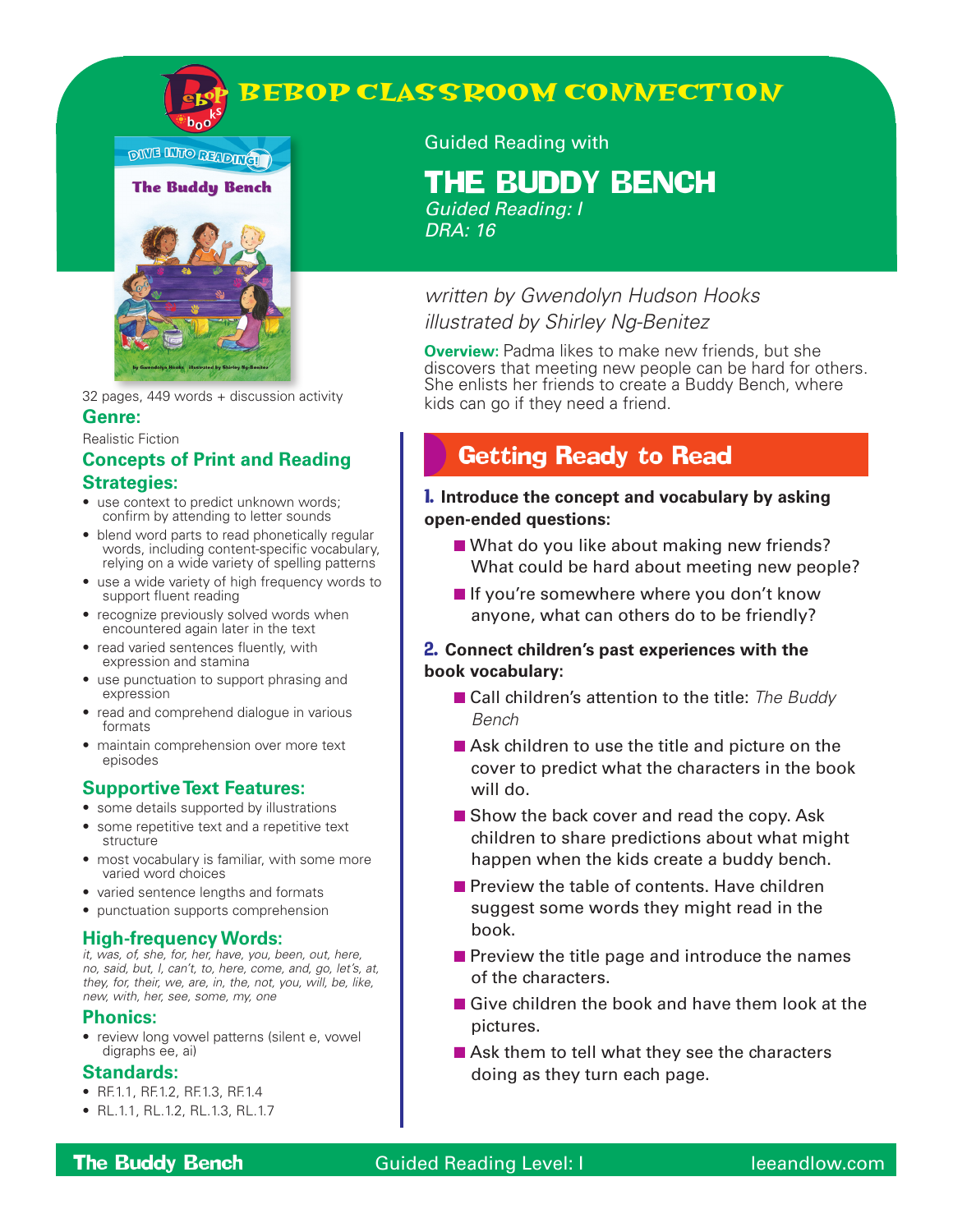# BEBOP CLASSROOM CONNECTION

Guided Reading with

# THE BUDDY BENCH

*Guided Reading: I*
*DRA: 16*

*written by Gwendolyn Hudson Hooks*
*illustrated by Shirley Ng-Benitez*

**Overview:** Padma likes to make new friends, but she discovers that meeting new people can be hard for others. She enlists her friends to create a Buddy Bench, where kids can go if they need a friend.

32 pages, 449 words + discussion activity

### Genre:

Realistic Fiction

### Concepts of Print and Reading Strategies:

- use context to predict unknown words; confirm by attending to letter sounds
- blend word parts to read phonetically regular words, including content-specific vocabulary, relying on a wide variety of spelling patterns
- use a wide variety of high frequency words to support fluent reading
- recognize previously solved words when encountered again later in the text
- read varied sentences fluently, with expression and stamina
- use punctuation to support phrasing and expression
- read and comprehend dialogue in various formats
- maintain comprehension over more text episodes

### Supportive Text Features:

- some details supported by illustrations
- some repetitive text and a repetitive text structure
- most vocabulary is familiar, with some more varied word choices
- varied sentence lengths and formats
- punctuation supports comprehension

### High-frequency Words:

*it, was, of, she, for, her, have, you, been, out, here, no, said, but, I, can't, to, here, come, and, go, let's, at, they, for, their, we, are, in, the, not, you, will, be, like, new, with, her, see, some, my, one*

### Phonics:

- review long vowel patterns (silent e, vowel digraphs ee, ai)

### Standards:

- RF.1.1, RF.1.2, RF.1.3, RF.1.4
- RL.1.1, RL.1.2, RL.1.3, RL.1.7

## Getting Ready to Read

**1. Introduce the concept and vocabulary by asking open-ended questions:**

- What do you like about making new friends? What could be hard about meeting new people?
- If you're somewhere where you don't know anyone, what can others do to be friendly?

**2. Connect children's past experiences with the book vocabulary:**

- Call children's attention to the title: *The Buddy Bench*
- Ask children to use the title and picture on the cover to predict what the characters in the book will do.
- Show the back cover and read the copy. Ask children to share predictions about what might happen when the kids create a buddy bench.
- Preview the table of contents. Have children suggest some words they might read in the book.
- Preview the title page and introduce the names of the characters.
- Give children the book and have them look at the pictures.
- Ask them to tell what they see the characters doing as they turn each page.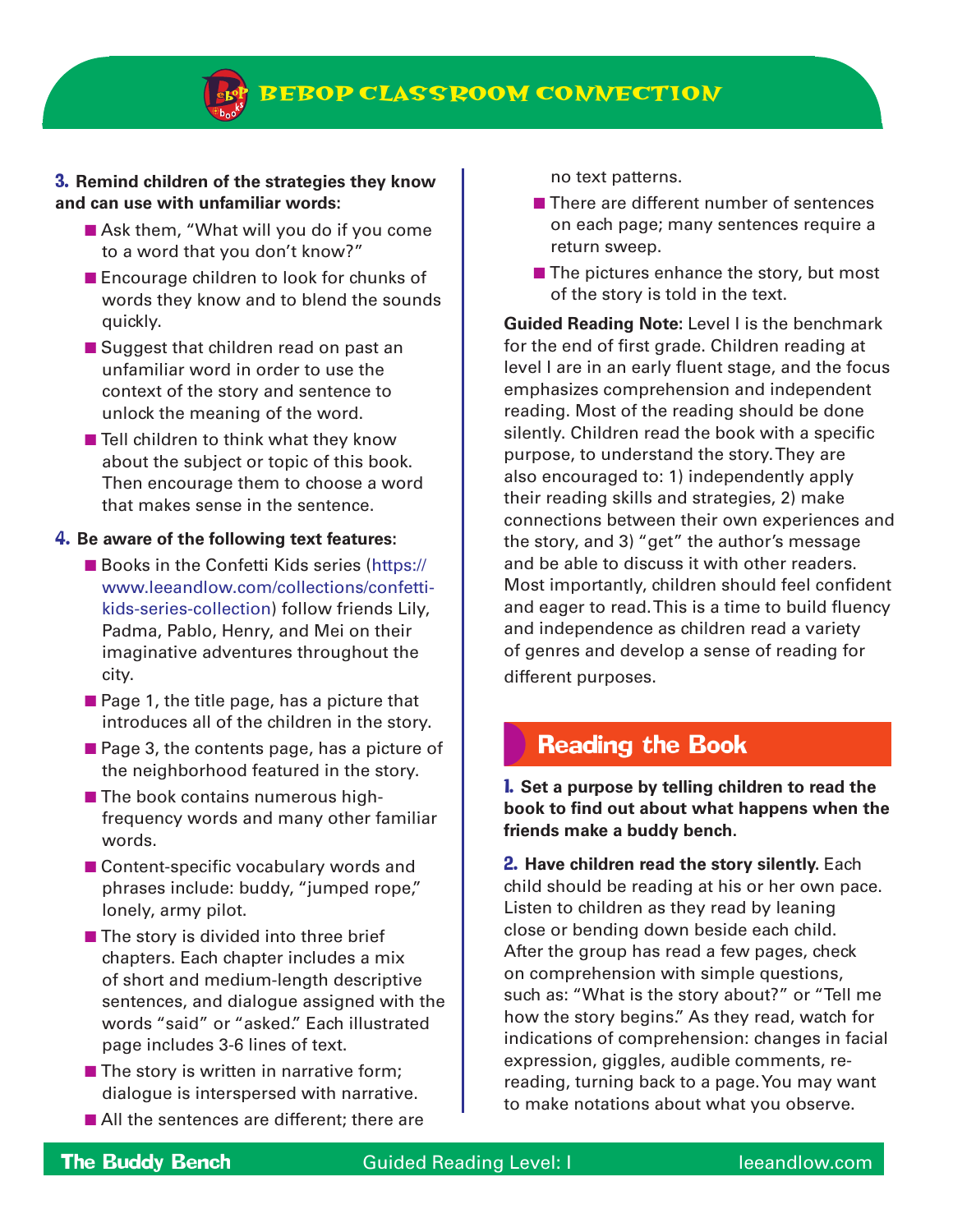**3. Remind children of the strategies they know and can use with unfamiliar words:**

- Ask them, "What will you do if you come to a word that you don't know?"
- Encourage children to look for chunks of words they know and to blend the sounds quickly.
- Suggest that children read on past an unfamiliar word in order to use the context of the story and sentence to unlock the meaning of the word.
- Tell children to think what they know about the subject or topic of this book. Then encourage them to choose a word that makes sense in the sentence.

**4. Be aware of the following text features:**

- Books in the Confetti Kids series (https://www.leeandlow.com/collections/confetti-kids-series-collection) follow friends Lily, Padma, Pablo, Henry, and Mei on their imaginative adventures throughout the city.
- Page 1, the title page, has a picture that introduces all of the children in the story.
- Page 3, the contents page, has a picture of the neighborhood featured in the story.
- The book contains numerous high-frequency words and many other familiar words.
- Content-specific vocabulary words and phrases include: buddy, "jumped rope," lonely, army pilot.
- The story is divided into three brief chapters. Each chapter includes a mix of short and medium-length descriptive sentences, and dialogue assigned with the words "said" or "asked." Each illustrated page includes 3-6 lines of text.
- The story is written in narrative form; dialogue is interspersed with narrative.
- All the sentences are different; there are no text patterns.
- There are different number of sentences on each page; many sentences require a return sweep.
- The pictures enhance the story, but most of the story is told in the text.

**Guided Reading Note:** Level I is the benchmark for the end of first grade. Children reading at level I are in an early fluent stage, and the focus emphasizes comprehension and independent reading. Most of the reading should be done silently. Children read the book with a specific purpose, to understand the story. They are also encouraged to: 1) independently apply their reading skills and strategies, 2) make connections between their own experiences and the story, and 3) "get" the author's message and be able to discuss it with other readers. Most importantly, children should feel confident and eager to read. This is a time to build fluency and independence as children read a variety of genres and develop a sense of reading for different purposes.

## Reading the Book

**1. Set a purpose by telling children to read the book to find out about what happens when the friends make a buddy bench.**

**2. Have children read the story silently.** Each child should be reading at his or her own pace. Listen to children as they read by leaning close or bending down beside each child. After the group has read a few pages, check on comprehension with simple questions, such as: "What is the story about?" or "Tell me how the story begins." As they read, watch for indications of comprehension: changes in facial expression, giggles, audible comments, re-reading, turning back to a page. You may want to make notations about what you observe.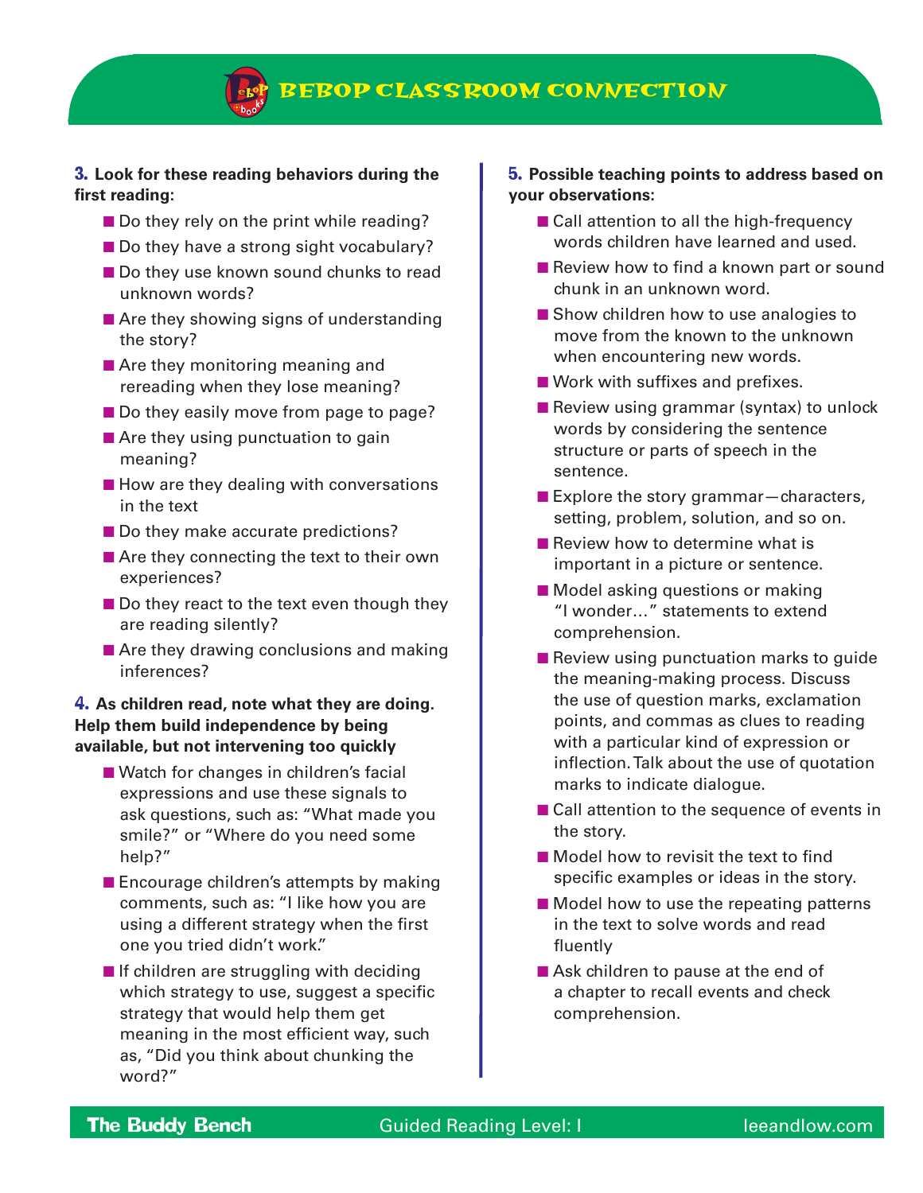**3. Look for these reading behaviors during the first reading:**

- Do they rely on the print while reading?
- Do they have a strong sight vocabulary?
- Do they use known sound chunks to read unknown words?
- Are they showing signs of understanding the story?
- Are they monitoring meaning and rereading when they lose meaning?
- Do they easily move from page to page?
- Are they using punctuation to gain meaning?
- How are they dealing with conversations in the text
- Do they make accurate predictions?
- Are they connecting the text to their own experiences?
- Do they react to the text even though they are reading silently?
- Are they drawing conclusions and making inferences?

**4. As children read, note what they are doing. Help them build independence by being available, but not intervening too quickly**

- Watch for changes in children's facial expressions and use these signals to ask questions, such as: "What made you smile?" or "Where do you need some help?"
- Encourage children's attempts by making comments, such as: "I like how you are using a different strategy when the first one you tried didn't work."
- If children are struggling with deciding which strategy to use, suggest a specific strategy that would help them get meaning in the most efficient way, such as, "Did you think about chunking the word?"

**5. Possible teaching points to address based on your observations:**

- Call attention to all the high-frequency words children have learned and used.
- Review how to find a known part or sound chunk in an unknown word.
- Show children how to use analogies to move from the known to the unknown when encountering new words.
- Work with suffixes and prefixes.
- Review using grammar (syntax) to unlock words by considering the sentence structure or parts of speech in the sentence.
- Explore the story grammar—characters, setting, problem, solution, and so on.
- Review how to determine what is important in a picture or sentence.
- Model asking questions or making "I wonder…" statements to extend comprehension.
- Review using punctuation marks to guide the meaning-making process. Discuss the use of question marks, exclamation points, and commas as clues to reading with a particular kind of expression or inflection. Talk about the use of quotation marks to indicate dialogue.
- Call attention to the sequence of events in the story.
- Model how to revisit the text to find specific examples or ideas in the story.
- Model how to use the repeating patterns in the text to solve words and read fluently
- Ask children to pause at the end of a chapter to recall events and check comprehension.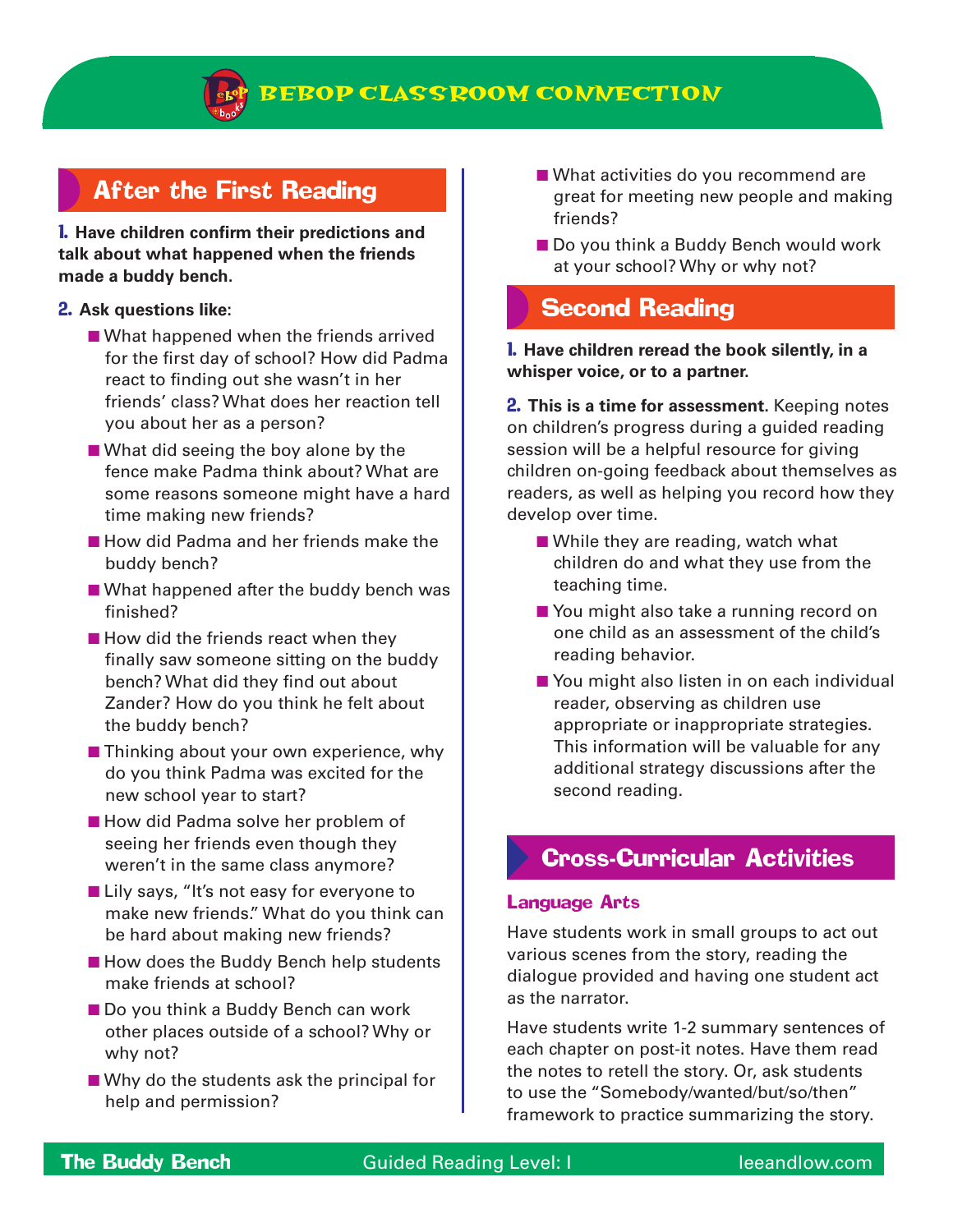## After the First Reading

**1. Have children confirm their predictions and talk about what happened when the friends made a buddy bench.**

**2. Ask questions like:**

- What happened when the friends arrived for the first day of school? How did Padma react to finding out she wasn't in her friends' class? What does her reaction tell you about her as a person?
- What did seeing the boy alone by the fence make Padma think about? What are some reasons someone might have a hard time making new friends?
- How did Padma and her friends make the buddy bench?
- What happened after the buddy bench was finished?
- How did the friends react when they finally saw someone sitting on the buddy bench? What did they find out about Zander? How do you think he felt about the buddy bench?
- Thinking about your own experience, why do you think Padma was excited for the new school year to start?
- How did Padma solve her problem of seeing her friends even though they weren't in the same class anymore?
- Lily says, "It's not easy for everyone to make new friends." What do you think can be hard about making new friends?
- How does the Buddy Bench help students make friends at school?
- Do you think a Buddy Bench can work other places outside of a school? Why or why not?
- Why do the students ask the principal for help and permission?
- What activities do you recommend are great for meeting new people and making friends?
- Do you think a Buddy Bench would work at your school? Why or why not?

## Second Reading

**1. Have children reread the book silently, in a whisper voice, or to a partner.**

**2. This is a time for assessment.** Keeping notes on children's progress during a guided reading session will be a helpful resource for giving children on-going feedback about themselves as readers, as well as helping you record how they develop over time.

- While they are reading, watch what children do and what they use from the teaching time.
- You might also take a running record on one child as an assessment of the child's reading behavior.
- You might also listen in on each individual reader, observing as children use appropriate or inappropriate strategies. This information will be valuable for any additional strategy discussions after the second reading.

## Cross-Curricular Activities

### Language Arts

Have students work in small groups to act out various scenes from the story, reading the dialogue provided and having one student act as the narrator.

Have students write 1-2 summary sentences of each chapter on post-it notes. Have them read the notes to retell the story. Or, ask students to use the "Somebody/wanted/but/so/then" framework to practice summarizing the story.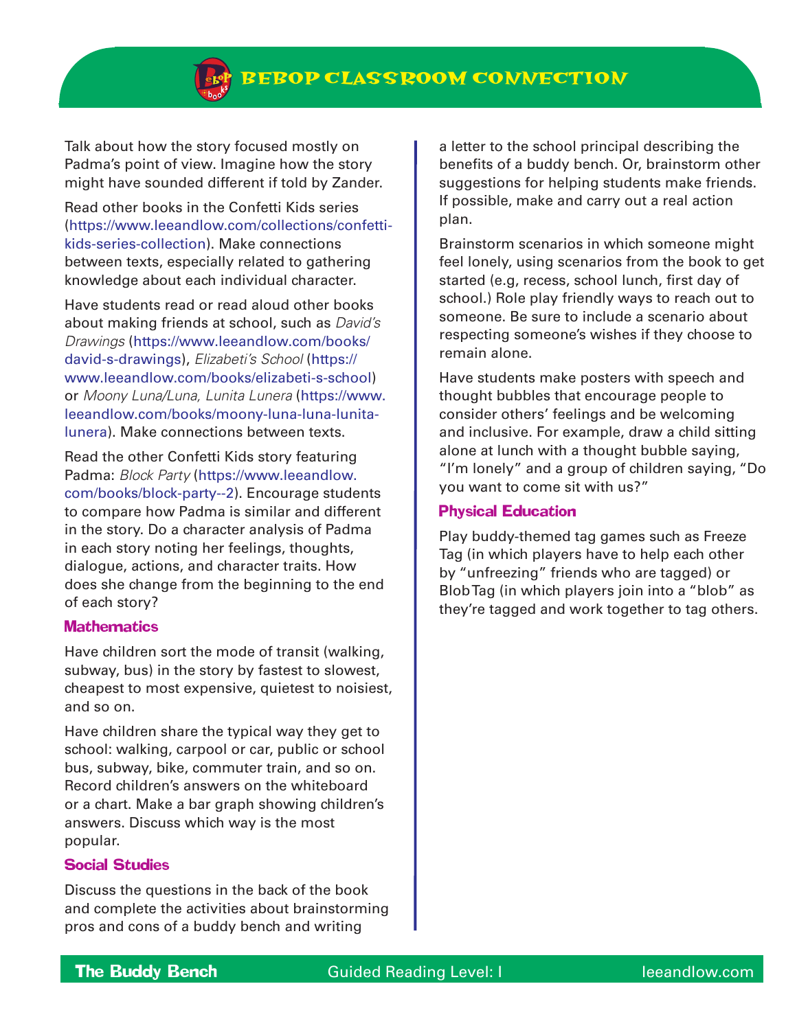Talk about how the story focused mostly on Padma's point of view. Imagine how the story might have sounded different if told by Zander.

Read other books in the Confetti Kids series (https://www.leeandlow.com/collections/confetti-kids-series-collection). Make connections between texts, especially related to gathering knowledge about each individual character.

Have students read or read aloud other books about making friends at school, such as *David's Drawings* (https://www.leeandlow.com/books/david-s-drawings), *Elizabeti's School* (https://www.leeandlow.com/books/elizabeti-s-school) or *Moony Luna/Luna, Lunita Lunera* (https://www.leeandlow.com/books/moony-luna-luna-lunita-lunera). Make connections between texts.

Read the other Confetti Kids story featuring Padma: *Block Party* (https://www.leeandlow.com/books/block-party--2). Encourage students to compare how Padma is similar and different in the story. Do a character analysis of Padma in each story noting her feelings, thoughts, dialogue, actions, and character traits. How does she change from the beginning to the end of each story?

### Mathematics

Have children sort the mode of transit (walking, subway, bus) in the story by fastest to slowest, cheapest to most expensive, quietest to noisiest, and so on.

Have children share the typical way they get to school: walking, carpool or car, public or school bus, subway, bike, commuter train, and so on. Record children's answers on the whiteboard or a chart. Make a bar graph showing children's answers. Discuss which way is the most popular.

### Social Studies

Discuss the questions in the back of the book and complete the activities about brainstorming pros and cons of a buddy bench and writing a letter to the school principal describing the benefits of a buddy bench. Or, brainstorm other suggestions for helping students make friends. If possible, make and carry out a real action plan.

Brainstorm scenarios in which someone might feel lonely, using scenarios from the book to get started (e.g, recess, school lunch, first day of school.) Role play friendly ways to reach out to someone. Be sure to include a scenario about respecting someone's wishes if they choose to remain alone.

Have students make posters with speech and thought bubbles that encourage people to consider others' feelings and be welcoming and inclusive. For example, draw a child sitting alone at lunch with a thought bubble saying, "I'm lonely" and a group of children saying, "Do you want to come sit with us?"

### Physical Education

Play buddy-themed tag games such as Freeze Tag (in which players have to help each other by "unfreezing" friends who are tagged) or Blob Tag (in which players join into a "blob" as they're tagged and work together to tag others.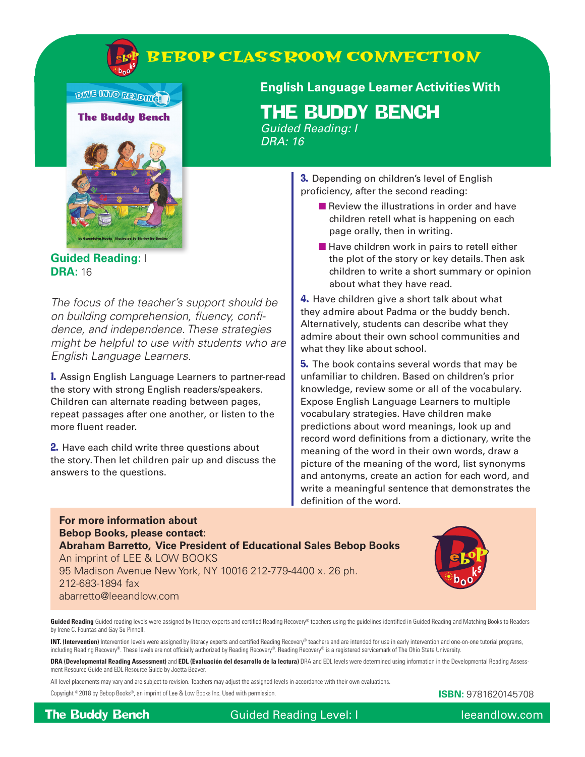# BEBOP CLASSROOM CONNECTION

**English Language Learner Activities With**

# THE BUDDY BENCH

*Guided Reading: I*
*DRA: 16*

**Guided Reading:** I
**DRA:** 16

*The focus of the teacher's support should be on building comprehension, fluency, confidence, and independence. These strategies might be helpful to use with students who are English Language Learners.*

**1.** Assign English Language Learners to partner-read the story with strong English readers/speakers. Children can alternate reading between pages, repeat passages after one another, or listen to the more fluent reader.

**2.** Have each child write three questions about the story. Then let children pair up and discuss the answers to the questions.

**3.** Depending on children's level of English proficiency, after the second reading:

- Review the illustrations in order and have children retell what is happening on each page orally, then in writing.
- Have children work in pairs to retell either the plot of the story or key details. Then ask children to write a short summary or opinion about what they have read.

**4.** Have children give a short talk about what they admire about Padma or the buddy bench. Alternatively, students can describe what they admire about their own school communities and what they like about school.

**5.** The book contains several words that may be unfamiliar to children. Based on children's prior knowledge, review some or all of the vocabulary. Expose English Language Learners to multiple vocabulary strategies. Have children make predictions about word meanings, look up and record word definitions from a dictionary, write the meaning of the word in their own words, draw a picture of the meaning of the word, list synonyms and antonyms, create an action for each word, and write a meaningful sentence that demonstrates the definition of the word.

**For more information about**
**Bebop Books, please contact:**
**Abraham Barretto, Vice President of Educational Sales Bebop Books**
An imprint of LEE & LOW BOOKS
95 Madison Avenue New York, NY 10016 212-779-4400 x. 26 ph.
212-683-1894 fax
abarretto@leeandlow.com

**Guided Reading** Guided reading levels were assigned by literacy experts and certified Reading Recovery® teachers using the guidelines identified in Guided Reading and Matching Books to Readers by Irene C. Fountas and Gay Su Pinnell.

**INT. (Intervention)** Intervention levels were assigned by literacy experts and certified Reading Recovery® teachers and are intended for use in early intervention and one-on-one tutorial programs, including Reading Recovery®. These levels are not officially authorized by Reading Recovery®. Reading Recovery® is a registered servicemark of The Ohio State University.

**DRA (Developmental Reading Assessment)** and **EDL (Evaluación del desarrollo de la lectura)** DRA and EDL levels were determined using information in the Developmental Reading Assessment Resource Guide and EDL Resource Guide by Joetta Beaver.

All level placements may vary and are subject to revision. Teachers may adjust the assigned levels in accordance with their own evaluations.

Copyright © 2018 by Bebop Books®, an imprint of Lee & Low Books Inc. Used with permission.

**ISBN:** 9781620145708